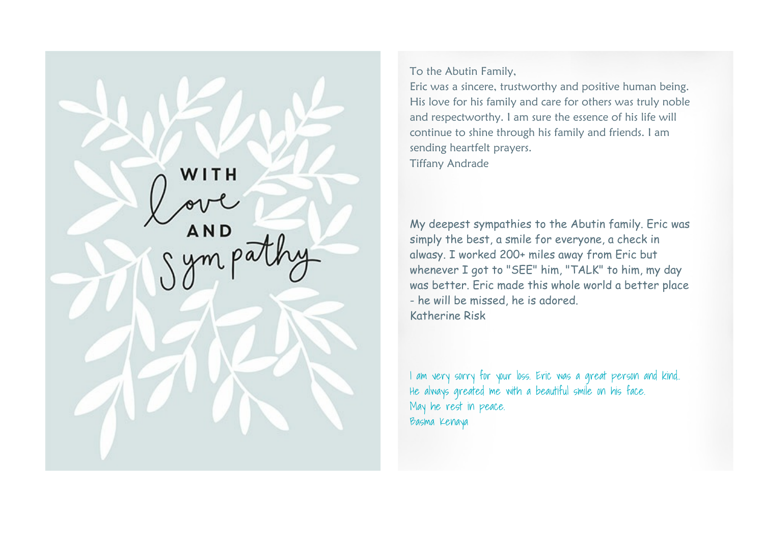WITH love AND sympathy

To the Abutin Family,
Eric was a sincere, trustworthy and positive human being. His love for his family and care for others was truly noble and respectworthy. I am sure the essence of his life will continue to shine through his family and friends. I am sending heartfelt prayers.
Tiffany Andrade

My deepest sympathies to the Abutin family. Eric was simply the best, a smile for everyone, a check in alwasy. I worked 200+ miles away from Eric but whenever I got to "SEE" him, "TALK" to him, my day was better. Eric made this whole world a better place - he will be missed, he is adored.
Katherine Risk

I am very sorry for your loss. Eric was a great person and kind. He always greated me with a beautiful smile on his face.
May he rest in peace.
Basma Kenaya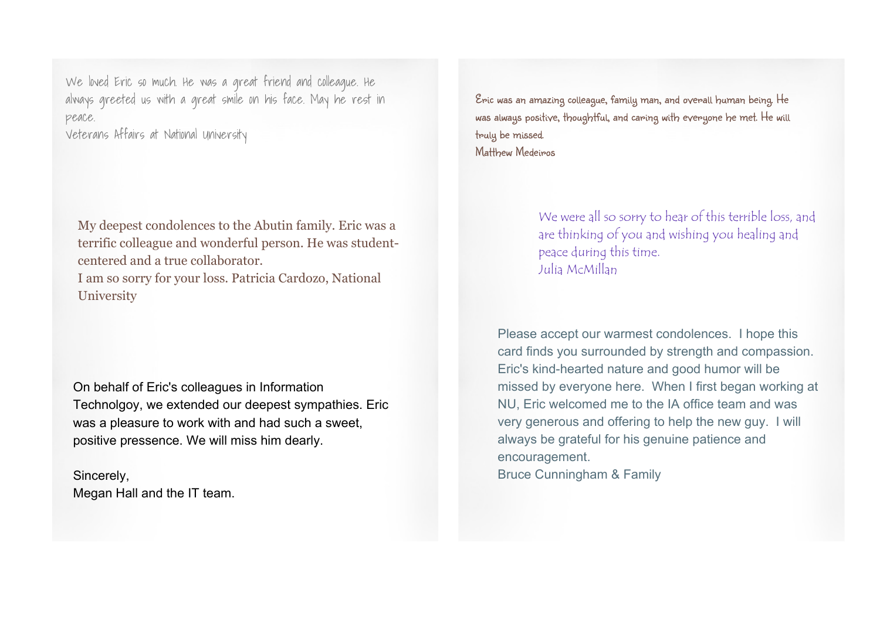We loved Eric so much. He was a great friend and colleague. He always greeted us with a great smile on his face. May he rest in peace.
Veterans Affairs at National University

My deepest condolences to the Abutin family. Eric was a terrific colleague and wonderful person. He was student-centered and a true collaborator.
I am so sorry for your loss. Patricia Cardozo, National University

On behalf of Eric's colleagues in Information Technolgoy, we extended our deepest sympathies. Eric was a pleasure to work with and had such a sweet, positive pressence. We will miss him dearly.

Sincerely,
Megan Hall and the IT team.

Eric was an amazing colleague, family man, and overall human being. He was always positive, thoughtful, and caring with everyone he met. He will truly be missed.
Matthew Medeiros

We were all so sorry to hear of this terrible loss, and are thinking of you and wishing you healing and peace during this time.
Julia McMillan

Please accept our warmest condolences. I hope this card finds you surrounded by strength and compassion. Eric's kind-hearted nature and good humor will be missed by everyone here. When I first began working at NU, Eric welcomed me to the IA office team and was very generous and offering to help the new guy. I will always be grateful for his genuine patience and encouragement.
Bruce Cunningham & Family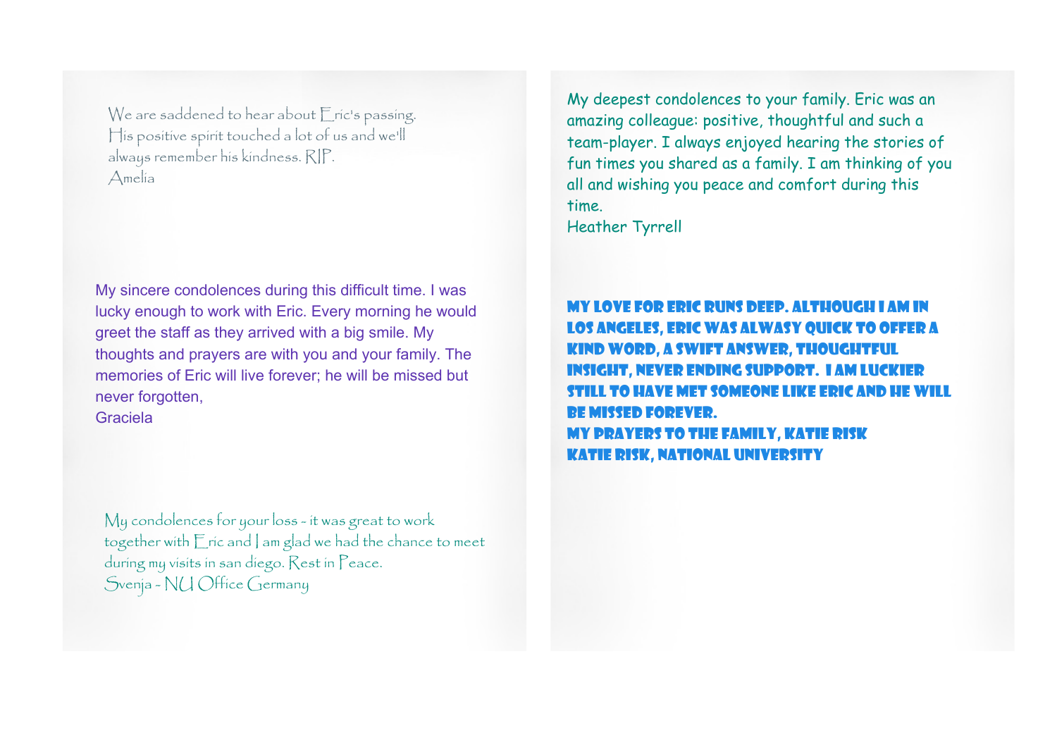We are saddened to hear about Eric's passing.
His positive spirit touched a lot of us and we'll
always remember his kindness. RIP.
Amelia

My sincere condolences during this difficult time. I was lucky enough to work with Eric. Every morning he would greet the staff as they arrived with a big smile. My thoughts and prayers are with you and your family. The memories of Eric will live forever; he will be missed but never forgotten,
Graciela

My condolences for your loss - it was great to work together with Eric and I am glad we had the chance to meet during my visits in san diego. Rest in Peace.
Svenja - NU Office Germany

My deepest condolences to your family. Eric was an amazing colleague: positive, thoughtful and such a team-player. I always enjoyed hearing the stories of fun times you shared as a family. I am thinking of you all and wishing you peace and comfort during this time.
Heather Tyrrell

MY LOVE FOR ERIC RUNS DEEP. ALTHOUGH I AM IN LOS ANGELES, ERIC WAS ALWASY QUICK TO OFFER A KIND WORD, A SWIFT ANSWER, THOUGHTFUL INSIGHT, NEVER ENDING SUPPORT. I AM LUCKIER STILL TO HAVE MET SOMEONE LIKE ERIC AND HE WILL BE MISSED FOREVER.
MY PRAYERS TO THE FAMILY, KATIE RISK
KATIE RISK, NATIONAL UNIVERSITY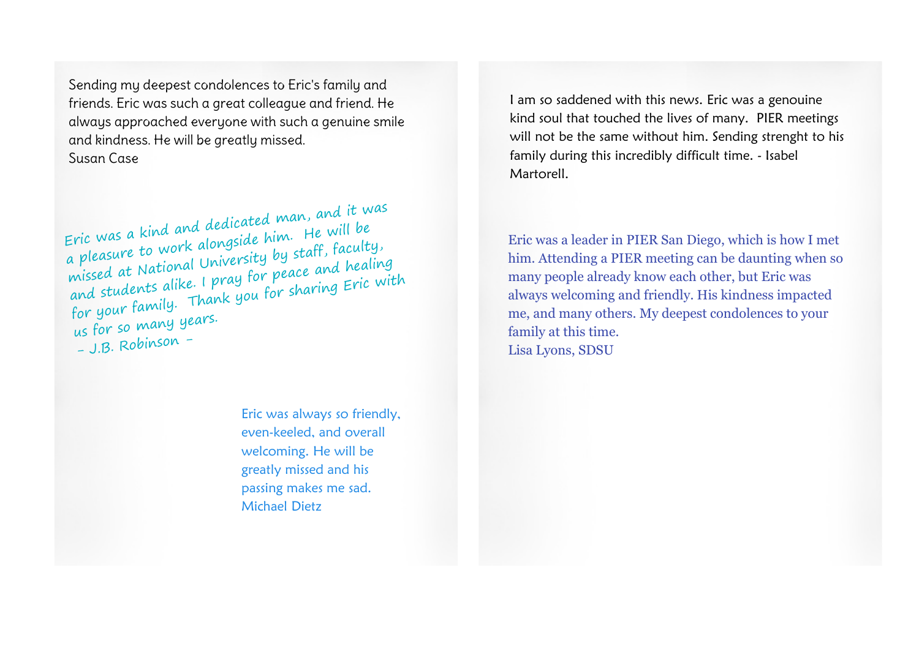Sending my deepest condolences to Eric's family and friends. Eric was such a great colleague and friend. He always approached everyone with such a genuine smile and kindness. He will be greatly missed.
Susan Case

Eric was a kind and dedicated man, and it was a pleasure to work alongside him. He will be missed at National University by staff, faculty, and students alike. I pray for peace and healing for your family. Thank you for sharing Eric with us for so many years.
- J.B. Robinson -

Eric was always so friendly, even-keeled, and overall welcoming. He will be greatly missed and his passing makes me sad.
Michael Dietz

I am so saddened with this news. Eric was a genouine kind soul that touched the lives of many. PIER meetings will not be the same without him. Sending strenght to his family during this incredibly difficult time. - Isabel Martorell.

Eric was a leader in PIER San Diego, which is how I met him. Attending a PIER meeting can be daunting when so many people already know each other, but Eric was always welcoming and friendly. His kindness impacted me, and many others. My deepest condolences to your family at this time.
Lisa Lyons, SDSU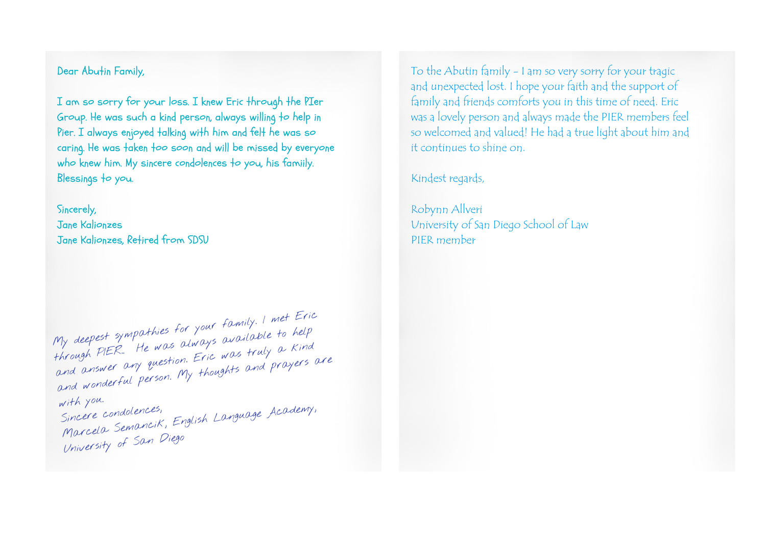Dear Abutin Family,

I am so sorry for your loss. I knew Eric through the PIer Group. He was such a kind person, always willing to help in Pier. I always enjoyed talking with him and felt he was so caring. He was taken too soon and will be missed by everyone who knew him. My sincere condolences to you, his famiily. Blessings to you.

Sincerely,
Jane Kalionzes
Jane Kalionzes, Retired from SDSU

My deepest sympathies for your family. I met Eric through PIER.. He was always available to help and answer any question. Eric was truly a kind and wonderful person. My thoughts and prayers are with you.
Sincere condolences,
Marcela Semancik, English Language Academy,
University of San Diego

To the Abutin family - I am so very sorry for your tragic and unexpected lost. I hope your faith and the support of family and friends comforts you in this time of need. Eric was a lovely person and always made the PIER members feel so welcomed and valued! He had a true light about him and it continues to shine on.

Kindest regards,

Robynn Allveri
University of San Diego School of Law
PIER member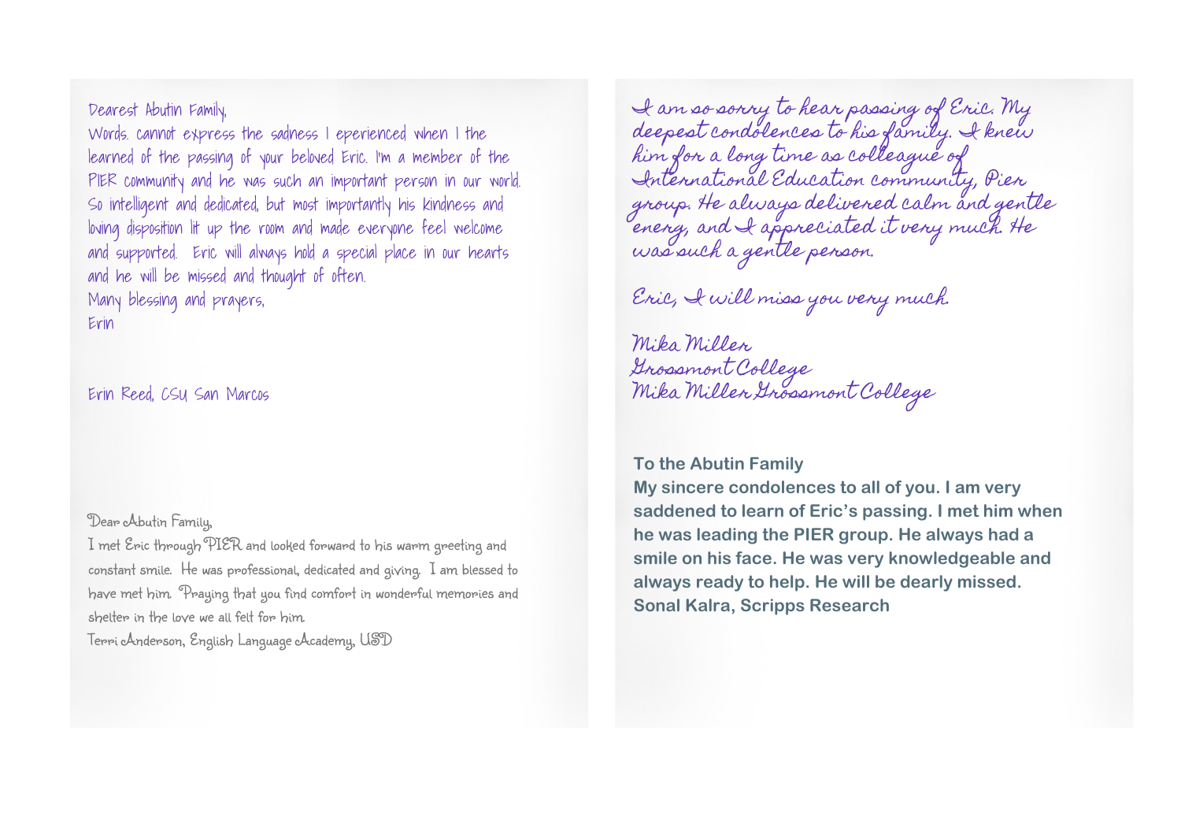Dearest Abutin Family,

Words. cannot express the sadness I eperienced when I the learned of the passing of your beloved Eric. I'm a member of the PIER community and he was such an important person in our world. So intelligent and dedicated, but most importantly his kindness and loving disposition lit up the room and made everyone feel welcome and supported. Eric will always hold a special place in our hearts and he will be missed and thought of often.

Many blessing and prayers,

Erin

Erin Reed, CSU San Marcos

Dear Abutin Family,

I met Eric through PIER and looked forward to his warm greeting and constant smile. He was professional, dedicated and giving. I am blessed to have met him. Praying that you find comfort in wonderful memories and shelter in the love we all felt for him.

Terri Anderson, English Language Academy, USD

I am so sorry to hear passing of Eric. My deepest condolences to his family. I knew him for a long time as colleague of International Education community, Pier group. He always delivered calm and gentle energ, and I appreciated it very much. He was such a gentle person.

Eric, I will miss you very much.

Mika Miller
Grossmont College
Mika Miller Grossmont College

**To the Abutin Family**
**My sincere condolences to all of you. I am very saddened to learn of Eric's passing. I met him when he was leading the PIER group. He always had a smile on his face. He was very knowledgeable and always ready to help. He will be dearly missed.**
**Sonal Kalra, Scripps Research**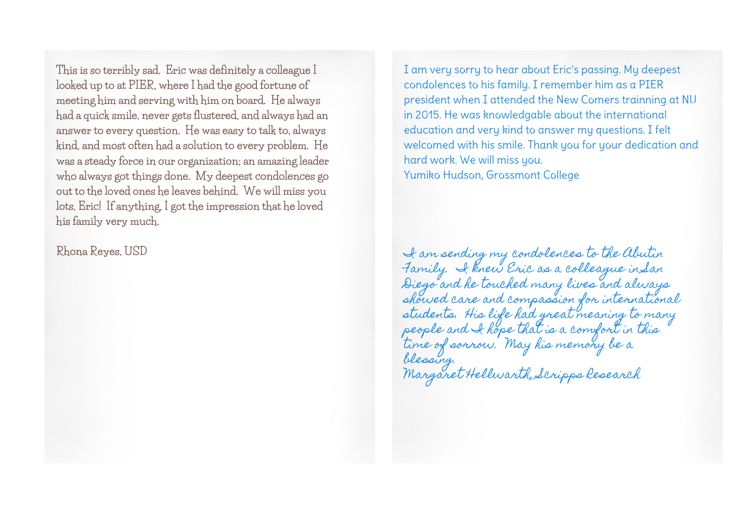This is so terribly sad. Eric was definitely a colleague I looked up to at PIER, where I had the good fortune of meeting him and serving with him on board. He always had a quick smile, never gets flustered, and always had an answer to every question. He was easy to talk to, always kind, and most often had a solution to every problem. He was a steady force in our organization; an amazing leader who always got things done. My deepest condolences go out to the loved ones he leaves behind. We will miss you lots, Eric! If anything, I got the impression that he loved his family very much.

Rhona Reyes, USD

I am very sorry to hear about Eric's passing. My deepest condolences to his family. I remember him as a PIER president when I attended the New Comers trainning at NU in 2015. He was knowledgable about the international education and very kind to answer my questions. I felt welcomed with his smile. Thank you for your dedication and hard work. We will miss you.
Yumiko Hudson, Grossmont College

*I am sending my condolences to the Abutin Family. I knew Eric as a colleague in San Diego and he touched many lives and always showed care and compassion for international students. His life had great meaning to many people and I hope that is a comfort in this time of sorrow. May his memory be a blessing.*
*Margaret Hellwarth, Scripps Research*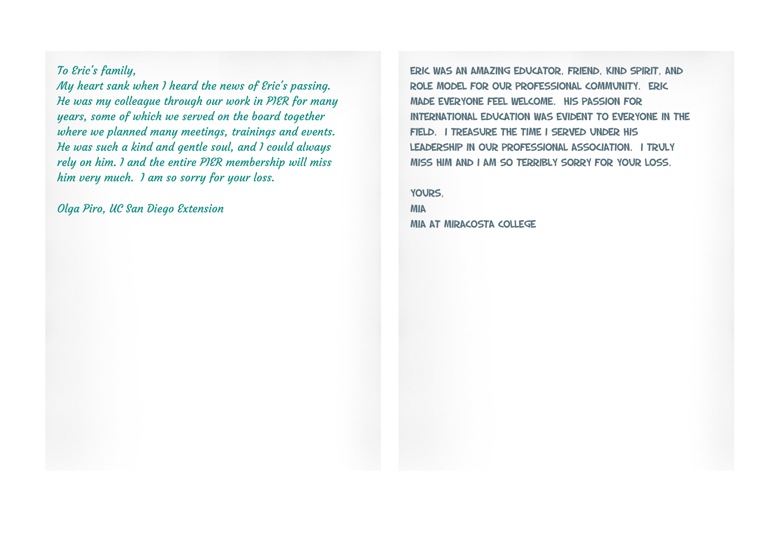*To Eric's family,*
*My heart sank when I heard the news of Eric's passing. He was my colleague through our work in PIER for many years, some of which we served on the board together where we planned many meetings, trainings and events. He was such a kind and gentle soul, and I could always rely on him. I and the entire PIER membership will miss him very much. I am so sorry for your loss.*

*Olga Piro, UC San Diego Extension*

ERIC WAS AN AMAZING EDUCATOR, FRIEND, KIND SPIRIT, AND ROLE MODEL FOR OUR PROFESSIONAL COMMUNITY. ERIC MADE EVERYONE FEEL WELCOME. HIS PASSION FOR INTERNATIONAL EDUCATION WAS EVIDENT TO EVERYONE IN THE FIELD. I TREASURE THE TIME I SERVED UNDER HIS LEADERSHIP IN OUR PROFESSIONAL ASSOCIATION. I TRULY MISS HIM AND I AM SO TERRIBLY SORRY FOR YOUR LOSS.

YOURS,
MIA
MIA AT MIRACOSTA COLLEGE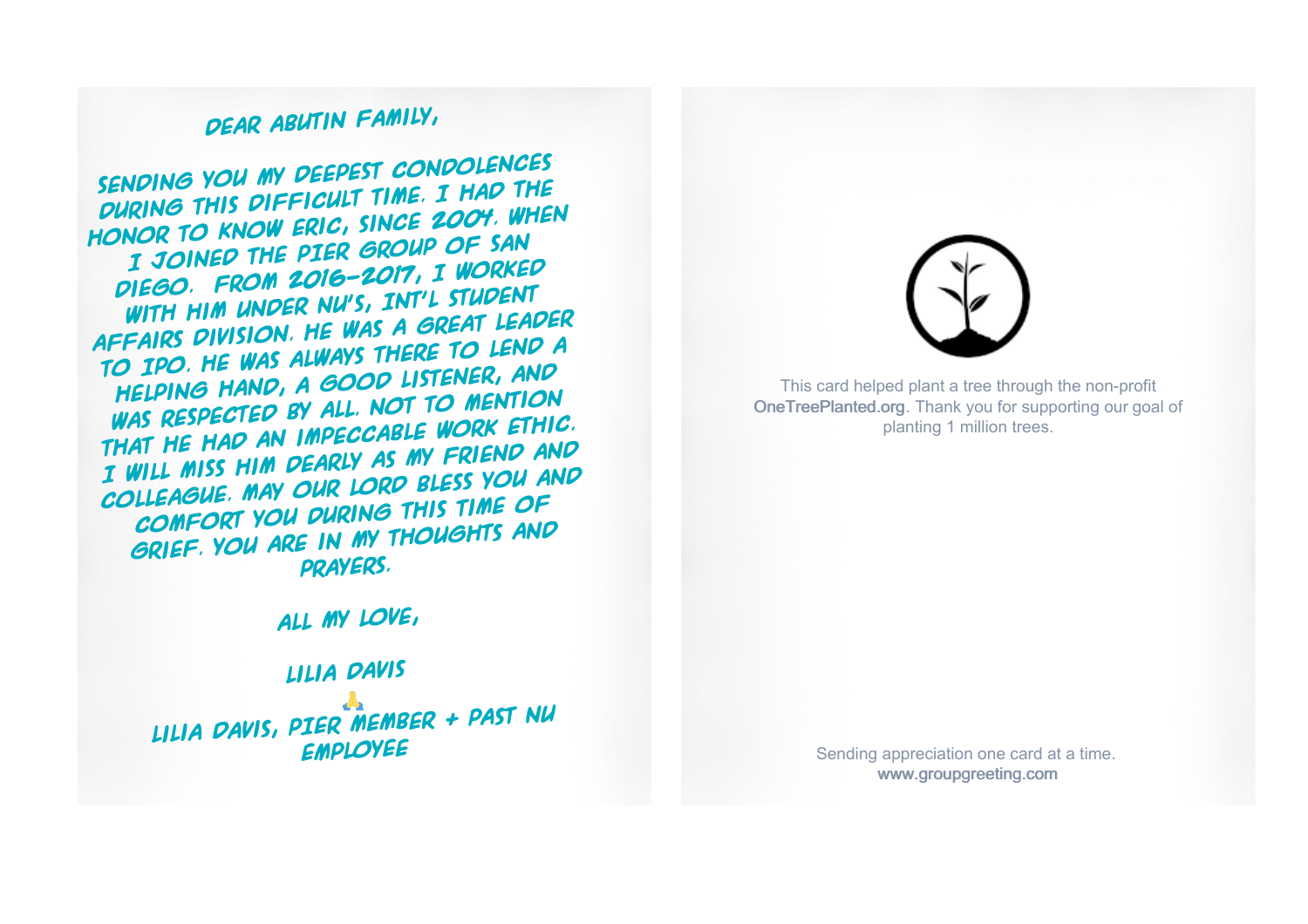DEAR ABUTIN FAMILY,

SENDING YOU MY DEEPEST CONDOLENCES DURING THIS DIFFICULT TIME. I HAD THE HONOR TO KNOW ERIC, SINCE 2004, WHEN I JOINED THE PIER GROUP OF SAN DIEGO. FROM 2016-2017, I WORKED WITH HIM UNDER NU'S, INT'L STUDENT AFFAIRS DIVISION. HE WAS A GREAT LEADER TO IPO. HE WAS ALWAYS THERE TO LEND A HELPING HAND, A GOOD LISTENER, AND WAS RESPECTED BY ALL. NOT TO MENTION THAT HE HAD AN IMPECCABLE WORK ETHIC. I WILL MISS HIM DEARLY AS MY FRIEND AND COLLEAGUE. MAY OUR LORD BLESS YOU AND COMFORT YOU DURING THIS TIME OF GRIEF. YOU ARE IN MY THOUGHTS AND PRAYERS.

ALL MY LOVE,

LILIA DAVIS

🙏

LILIA DAVIS, PIER MEMBER + PAST NU EMPLOYEE

This card helped plant a tree through the non-profit OneTreePlanted.org. Thank you for supporting our goal of planting 1 million trees.

Sending appreciation one card at a time.
www.groupgreeting.com